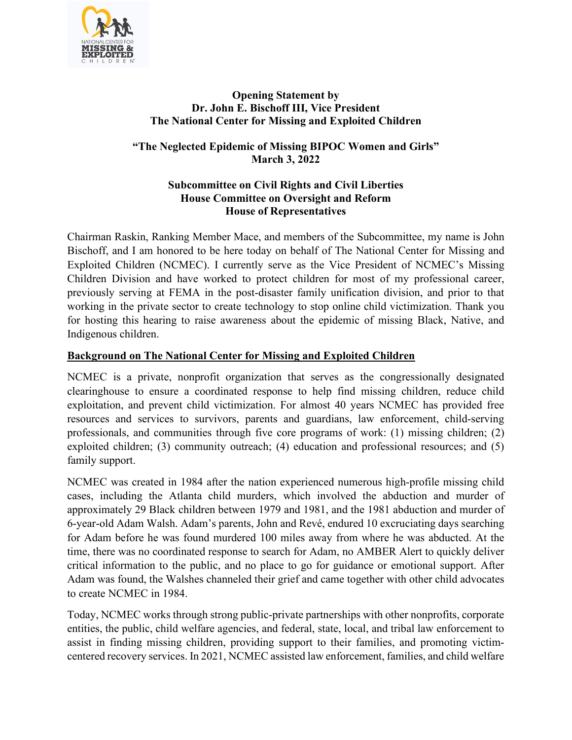**Opening Statement by**
**Dr. John E. Bischoff III, Vice President**
**The National Center for Missing and Exploited Children**

**"The Neglected Epidemic of Missing BIPOC Women and Girls"**
**March 3, 2022**

**Subcommittee on Civil Rights and Civil Liberties**
**House Committee on Oversight and Reform**
**House of Representatives**

Chairman Raskin, Ranking Member Mace, and members of the Subcommittee, my name is John Bischoff, and I am honored to be here today on behalf of The National Center for Missing and Exploited Children (NCMEC). I currently serve as the Vice President of NCMEC's Missing Children Division and have worked to protect children for most of my professional career, previously serving at FEMA in the post-disaster family unification division, and prior to that working in the private sector to create technology to stop online child victimization. Thank you for hosting this hearing to raise awareness about the epidemic of missing Black, Native, and Indigenous children.

## Background on The National Center for Missing and Exploited Children

NCMEC is a private, nonprofit organization that serves as the congressionally designated clearinghouse to ensure a coordinated response to help find missing children, reduce child exploitation, and prevent child victimization. For almost 40 years NCMEC has provided free resources and services to survivors, parents and guardians, law enforcement, child-serving professionals, and communities through five core programs of work: (1) missing children; (2) exploited children; (3) community outreach; (4) education and professional resources; and (5) family support.

NCMEC was created in 1984 after the nation experienced numerous high-profile missing child cases, including the Atlanta child murders, which involved the abduction and murder of approximately 29 Black children between 1979 and 1981, and the 1981 abduction and murder of 6-year-old Adam Walsh. Adam's parents, John and Revé, endured 10 excruciating days searching for Adam before he was found murdered 100 miles away from where he was abducted. At the time, there was no coordinated response to search for Adam, no AMBER Alert to quickly deliver critical information to the public, and no place to go for guidance or emotional support. After Adam was found, the Walshes channeled their grief and came together with other child advocates to create NCMEC in 1984.

Today, NCMEC works through strong public-private partnerships with other nonprofits, corporate entities, the public, child welfare agencies, and federal, state, local, and tribal law enforcement to assist in finding missing children, providing support to their families, and promoting victim-centered recovery services. In 2021, NCMEC assisted law enforcement, families, and child welfare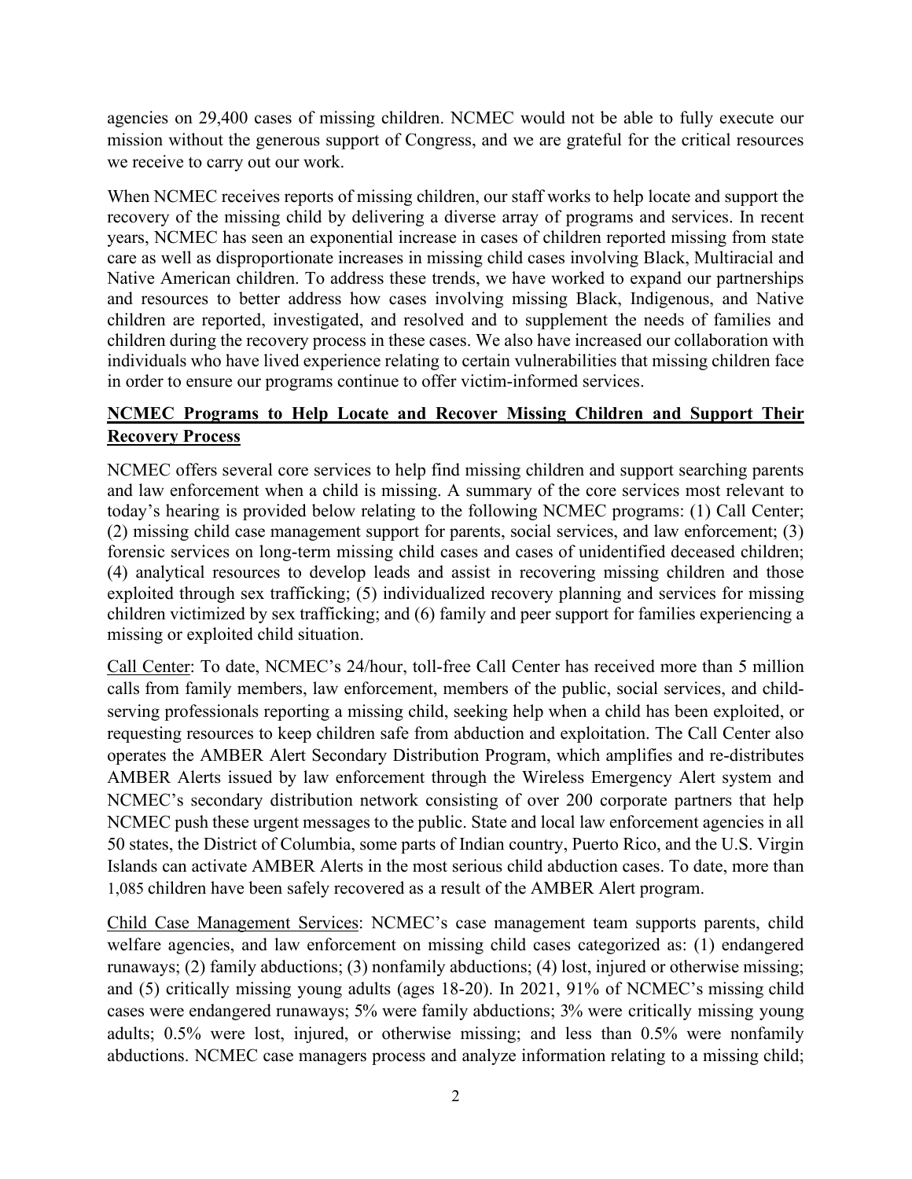agencies on 29,400 cases of missing children. NCMEC would not be able to fully execute our mission without the generous support of Congress, and we are grateful for the critical resources we receive to carry out our work.

When NCMEC receives reports of missing children, our staff works to help locate and support the recovery of the missing child by delivering a diverse array of programs and services. In recent years, NCMEC has seen an exponential increase in cases of children reported missing from state care as well as disproportionate increases in missing child cases involving Black, Multiracial and Native American children. To address these trends, we have worked to expand our partnerships and resources to better address how cases involving missing Black, Indigenous, and Native children are reported, investigated, and resolved and to supplement the needs of families and children during the recovery process in these cases. We also have increased our collaboration with individuals who have lived experience relating to certain vulnerabilities that missing children face in order to ensure our programs continue to offer victim-informed services.

**NCMEC Programs to Help Locate and Recover Missing Children and Support Their Recovery Process**

NCMEC offers several core services to help find missing children and support searching parents and law enforcement when a child is missing. A summary of the core services most relevant to today's hearing is provided below relating to the following NCMEC programs: (1) Call Center; (2) missing child case management support for parents, social services, and law enforcement; (3) forensic services on long-term missing child cases and cases of unidentified deceased children; (4) analytical resources to develop leads and assist in recovering missing children and those exploited through sex trafficking; (5) individualized recovery planning and services for missing children victimized by sex trafficking; and (6) family and peer support for families experiencing a missing or exploited child situation.

Call Center: To date, NCMEC's 24/hour, toll-free Call Center has received more than 5 million calls from family members, law enforcement, members of the public, social services, and child-serving professionals reporting a missing child, seeking help when a child has been exploited, or requesting resources to keep children safe from abduction and exploitation. The Call Center also operates the AMBER Alert Secondary Distribution Program, which amplifies and re-distributes AMBER Alerts issued by law enforcement through the Wireless Emergency Alert system and NCMEC's secondary distribution network consisting of over 200 corporate partners that help NCMEC push these urgent messages to the public. State and local law enforcement agencies in all 50 states, the District of Columbia, some parts of Indian country, Puerto Rico, and the U.S. Virgin Islands can activate AMBER Alerts in the most serious child abduction cases. To date, more than 1,085 children have been safely recovered as a result of the AMBER Alert program.

Child Case Management Services: NCMEC's case management team supports parents, child welfare agencies, and law enforcement on missing child cases categorized as: (1) endangered runaways; (2) family abductions; (3) nonfamily abductions; (4) lost, injured or otherwise missing; and (5) critically missing young adults (ages 18-20). In 2021, 91% of NCMEC's missing child cases were endangered runaways; 5% were family abductions; 3% were critically missing young adults; 0.5% were lost, injured, or otherwise missing; and less than 0.5% were nonfamily abductions. NCMEC case managers process and analyze information relating to a missing child;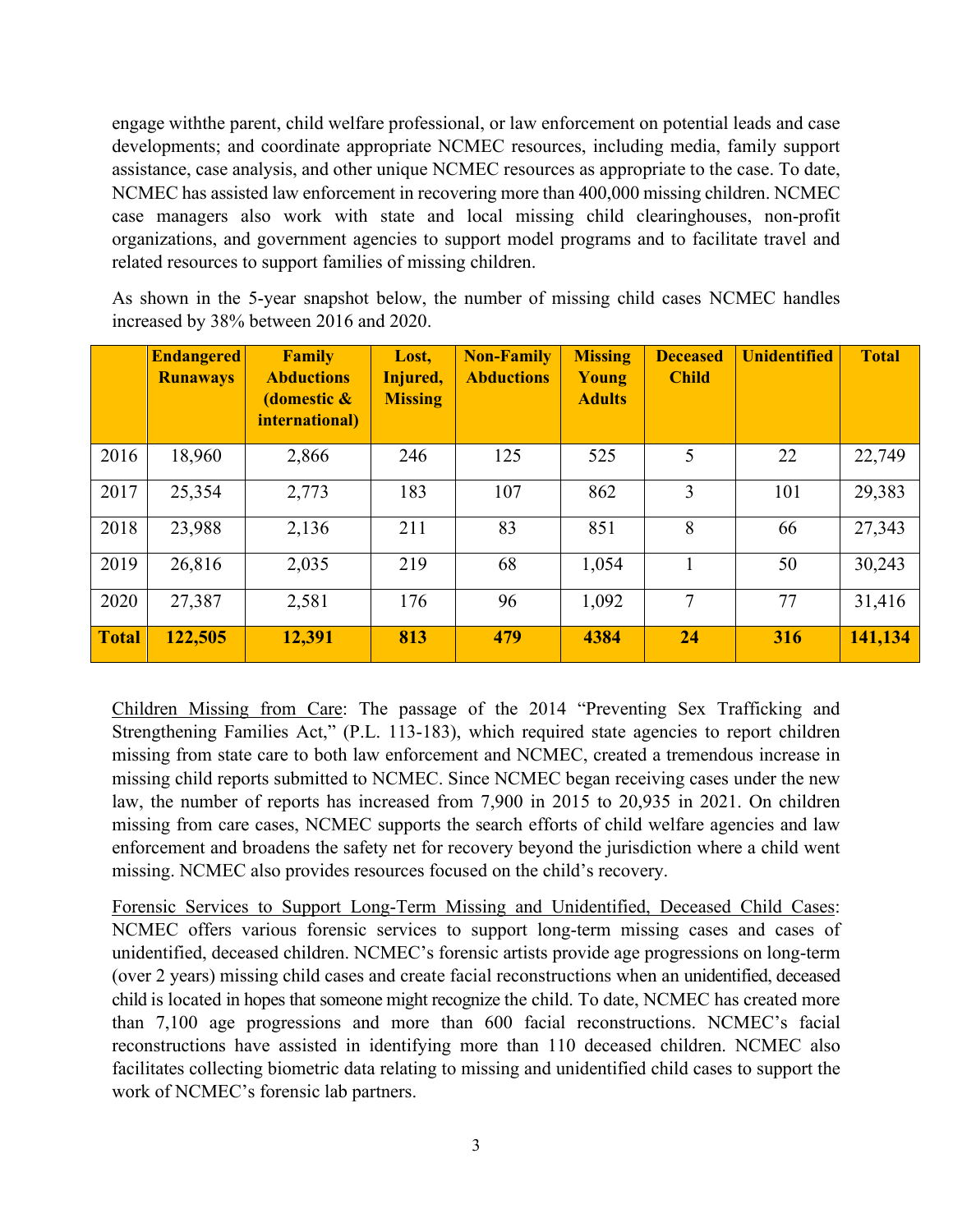engage withthe parent, child welfare professional, or law enforcement on potential leads and case developments; and coordinate appropriate NCMEC resources, including media, family support assistance, case analysis, and other unique NCMEC resources as appropriate to the case. To date, NCMEC has assisted law enforcement in recovering more than 400,000 missing children. NCMEC case managers also work with state and local missing child clearinghouses, non-profit organizations, and government agencies to support model programs and to facilitate travel and related resources to support families of missing children.

As shown in the 5-year snapshot below, the number of missing child cases NCMEC handles increased by 38% between 2016 and 2020.

| | Endangered Runaways | Family Abductions (domestic & international) | Lost, Injured, Missing | Non-Family Abductions | Missing Young Adults | Deceased Child | Unidentified | Total |
|---|---|---|---|---|---|---|---|---|
| 2016 | 18,960 | 2,866 | 246 | 125 | 525 | 5 | 22 | 22,749 |
| 2017 | 25,354 | 2,773 | 183 | 107 | 862 | 3 | 101 | 29,383 |
| 2018 | 23,988 | 2,136 | 211 | 83 | 851 | 8 | 66 | 27,343 |
| 2019 | 26,816 | 2,035 | 219 | 68 | 1,054 | 1 | 50 | 30,243 |
| 2020 | 27,387 | 2,581 | 176 | 96 | 1,092 | 7 | 77 | 31,416 |
| **Total** | **122,505** | **12,391** | **813** | **479** | **4384** | **24** | **316** | **141,134** |

Children Missing from Care: The passage of the 2014 "Preventing Sex Trafficking and Strengthening Families Act," (P.L. 113-183), which required state agencies to report children missing from state care to both law enforcement and NCMEC, created a tremendous increase in missing child reports submitted to NCMEC. Since NCMEC began receiving cases under the new law, the number of reports has increased from 7,900 in 2015 to 20,935 in 2021. On children missing from care cases, NCMEC supports the search efforts of child welfare agencies and law enforcement and broadens the safety net for recovery beyond the jurisdiction where a child went missing. NCMEC also provides resources focused on the child's recovery.

Forensic Services to Support Long-Term Missing and Unidentified, Deceased Child Cases: NCMEC offers various forensic services to support long-term missing cases and cases of unidentified, deceased children. NCMEC's forensic artists provide age progressions on long-term (over 2 years) missing child cases and create facial reconstructions when an unidentified, deceased child is located in hopes that someone might recognize the child. To date, NCMEC has created more than 7,100 age progressions and more than 600 facial reconstructions. NCMEC's facial reconstructions have assisted in identifying more than 110 deceased children. NCMEC also facilitates collecting biometric data relating to missing and unidentified child cases to support the work of NCMEC's forensic lab partners.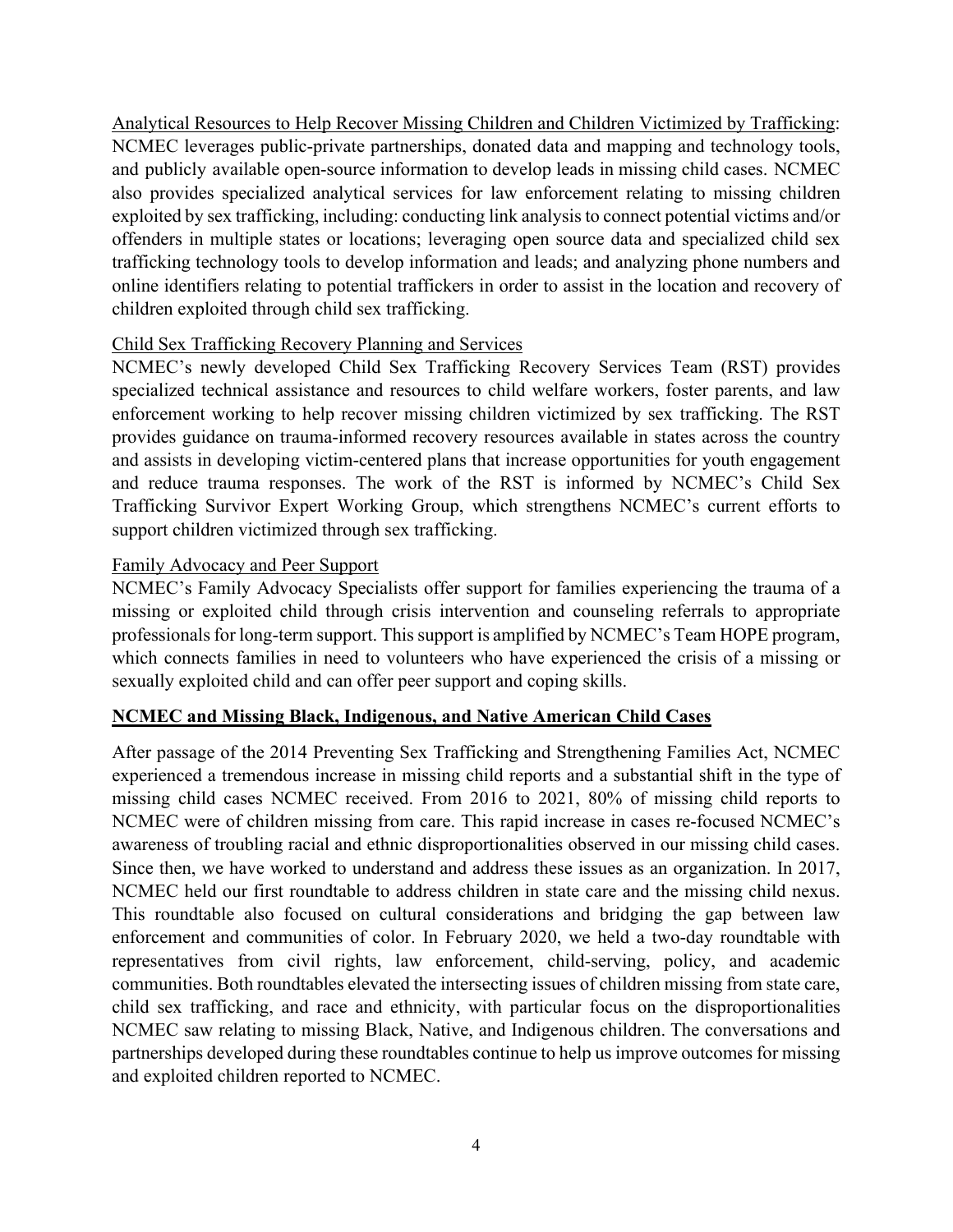Analytical Resources to Help Recover Missing Children and Children Victimized by Trafficking: NCMEC leverages public-private partnerships, donated data and mapping and technology tools, and publicly available open-source information to develop leads in missing child cases. NCMEC also provides specialized analytical services for law enforcement relating to missing children exploited by sex trafficking, including: conducting link analysis to connect potential victims and/or offenders in multiple states or locations; leveraging open source data and specialized child sex trafficking technology tools to develop information and leads; and analyzing phone numbers and online identifiers relating to potential traffickers in order to assist in the location and recovery of children exploited through child sex trafficking.

Child Sex Trafficking Recovery Planning and Services

NCMEC's newly developed Child Sex Trafficking Recovery Services Team (RST) provides specialized technical assistance and resources to child welfare workers, foster parents, and law enforcement working to help recover missing children victimized by sex trafficking. The RST provides guidance on trauma-informed recovery resources available in states across the country and assists in developing victim-centered plans that increase opportunities for youth engagement and reduce trauma responses. The work of the RST is informed by NCMEC's Child Sex Trafficking Survivor Expert Working Group, which strengthens NCMEC's current efforts to support children victimized through sex trafficking.

Family Advocacy and Peer Support

NCMEC's Family Advocacy Specialists offer support for families experiencing the trauma of a missing or exploited child through crisis intervention and counseling referrals to appropriate professionals for long-term support. This support is amplified by NCMEC's Team HOPE program, which connects families in need to volunteers who have experienced the crisis of a missing or sexually exploited child and can offer peer support and coping skills.

## NCMEC and Missing Black, Indigenous, and Native American Child Cases

After passage of the 2014 Preventing Sex Trafficking and Strengthening Families Act, NCMEC experienced a tremendous increase in missing child reports and a substantial shift in the type of missing child cases NCMEC received. From 2016 to 2021, 80% of missing child reports to NCMEC were of children missing from care. This rapid increase in cases re-focused NCMEC's awareness of troubling racial and ethnic disproportionalities observed in our missing child cases. Since then, we have worked to understand and address these issues as an organization. In 2017, NCMEC held our first roundtable to address children in state care and the missing child nexus. This roundtable also focused on cultural considerations and bridging the gap between law enforcement and communities of color. In February 2020, we held a two-day roundtable with representatives from civil rights, law enforcement, child-serving, policy, and academic communities. Both roundtables elevated the intersecting issues of children missing from state care, child sex trafficking, and race and ethnicity, with particular focus on the disproportionalities NCMEC saw relating to missing Black, Native, and Indigenous children. The conversations and partnerships developed during these roundtables continue to help us improve outcomes for missing and exploited children reported to NCMEC.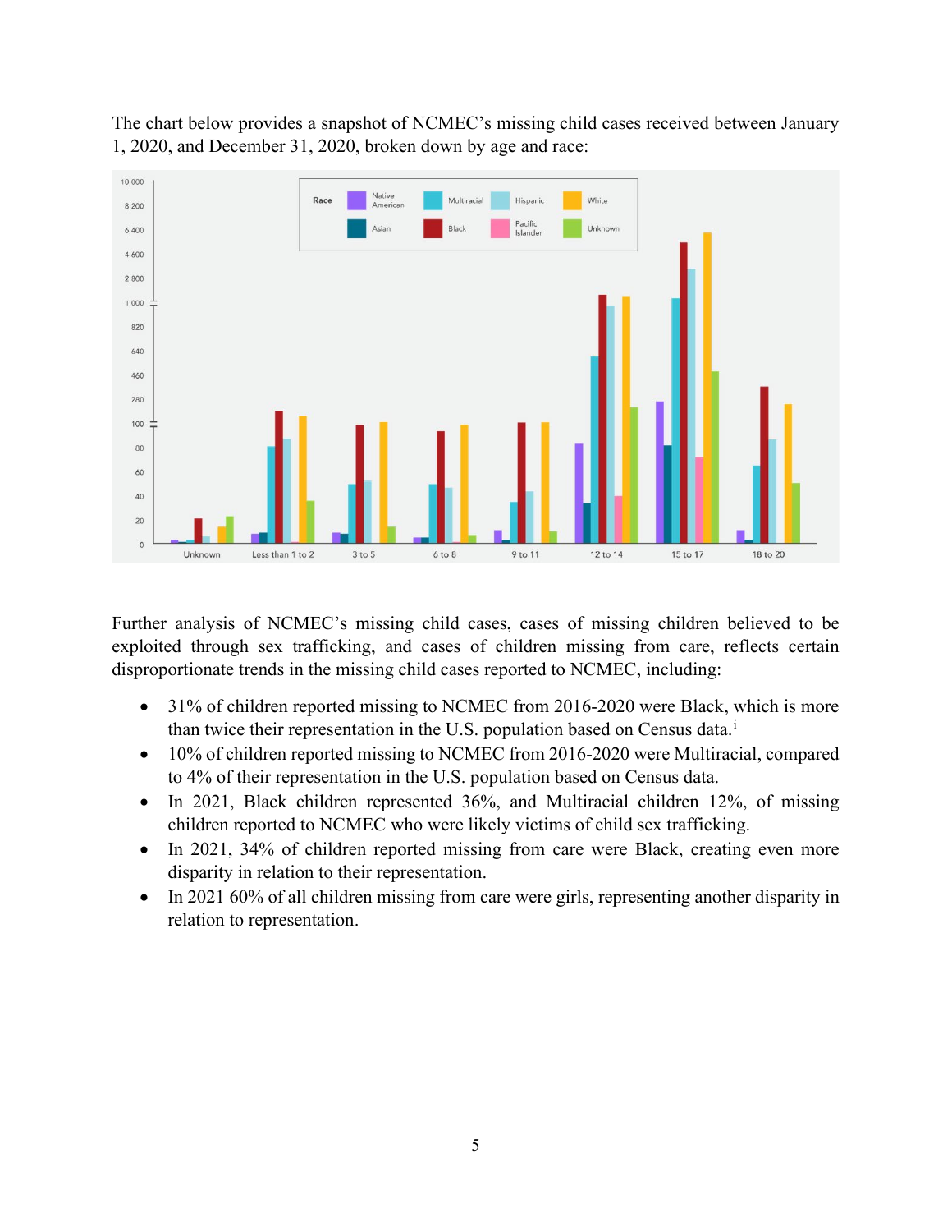The chart below provides a snapshot of NCMEC's missing child cases received between January 1, 2020, and December 31, 2020, broken down by age and race:

Further analysis of NCMEC's missing child cases, cases of missing children believed to be exploited through sex trafficking, and cases of children missing from care, reflects certain disproportionate trends in the missing child cases reported to NCMEC, including:

- 31% of children reported missing to NCMEC from 2016-2020 were Black, which is more than twice their representation in the U.S. population based on Census data.[i]
- 10% of children reported missing to NCMEC from 2016-2020 were Multiracial, compared to 4% of their representation in the U.S. population based on Census data.
- In 2021, Black children represented 36%, and Multiracial children 12%, of missing children reported to NCMEC who were likely victims of child sex trafficking.
- In 2021, 34% of children reported missing from care were Black, creating even more disparity in relation to their representation.
- In 2021 60% of all children missing from care were girls, representing another disparity in relation to representation.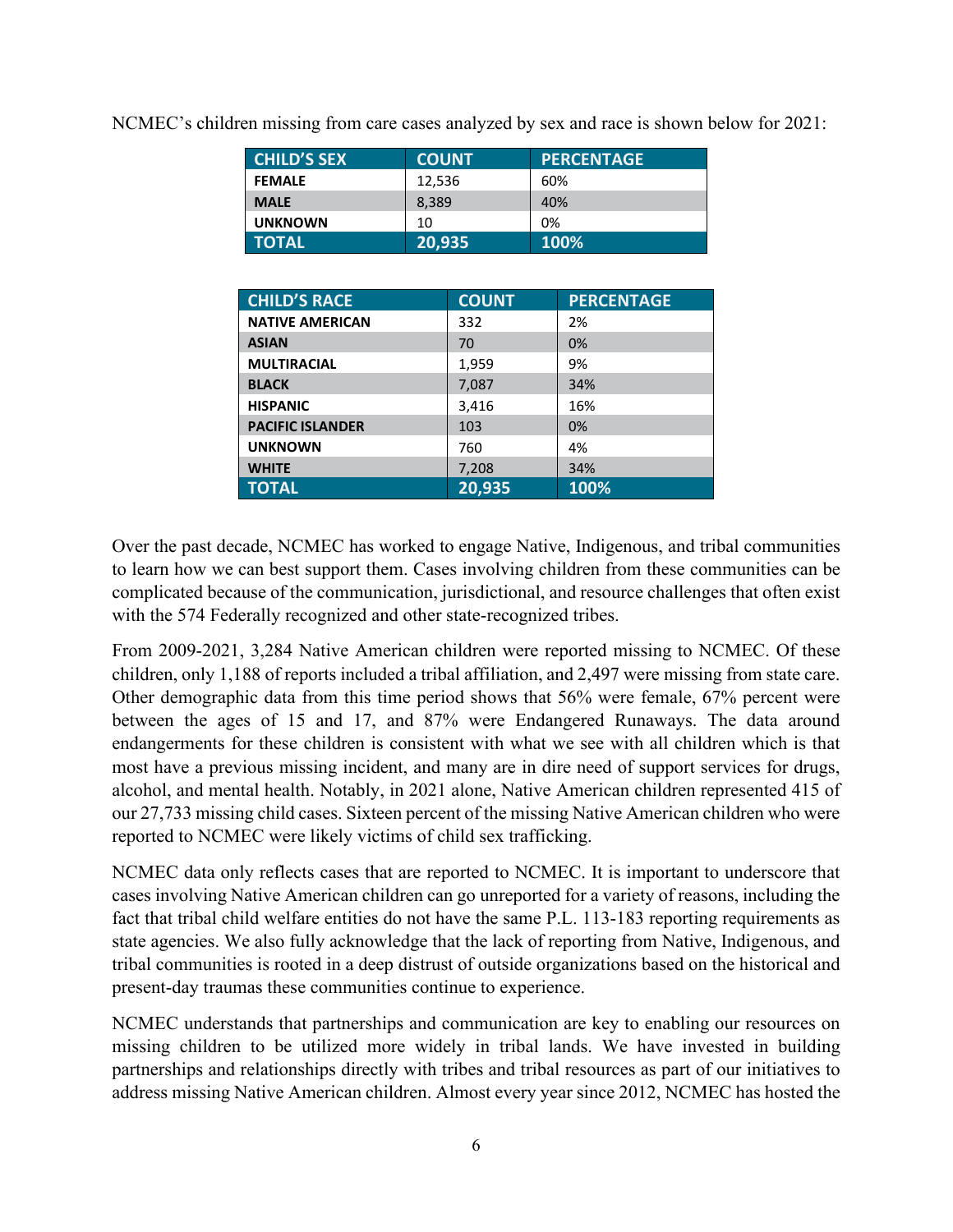NCMEC's children missing from care cases analyzed by sex and race is shown below for 2021:

| CHILD'S SEX | COUNT | PERCENTAGE |
|---|---|---|
| FEMALE | 12,536 | 60% |
| MALE | 8,389 | 40% |
| UNKNOWN | 10 | 0% |
| TOTAL | 20,935 | 100% |

| CHILD'S RACE | COUNT | PERCENTAGE |
|---|---|---|
| NATIVE AMERICAN | 332 | 2% |
| ASIAN | 70 | 0% |
| MULTIRACIAL | 1,959 | 9% |
| BLACK | 7,087 | 34% |
| HISPANIC | 3,416 | 16% |
| PACIFIC ISLANDER | 103 | 0% |
| UNKNOWN | 760 | 4% |
| WHITE | 7,208 | 34% |
| TOTAL | 20,935 | 100% |

Over the past decade, NCMEC has worked to engage Native, Indigenous, and tribal communities to learn how we can best support them. Cases involving children from these communities can be complicated because of the communication, jurisdictional, and resource challenges that often exist with the 574 Federally recognized and other state-recognized tribes.

From 2009-2021, 3,284 Native American children were reported missing to NCMEC. Of these children, only 1,188 of reports included a tribal affiliation, and 2,497 were missing from state care. Other demographic data from this time period shows that 56% were female, 67% percent were between the ages of 15 and 17, and 87% were Endangered Runaways. The data around endangerments for these children is consistent with what we see with all children which is that most have a previous missing incident, and many are in dire need of support services for drugs, alcohol, and mental health. Notably, in 2021 alone, Native American children represented 415 of our 27,733 missing child cases. Sixteen percent of the missing Native American children who were reported to NCMEC were likely victims of child sex trafficking.

NCMEC data only reflects cases that are reported to NCMEC. It is important to underscore that cases involving Native American children can go unreported for a variety of reasons, including the fact that tribal child welfare entities do not have the same P.L. 113-183 reporting requirements as state agencies. We also fully acknowledge that the lack of reporting from Native, Indigenous, and tribal communities is rooted in a deep distrust of outside organizations based on the historical and present-day traumas these communities continue to experience.

NCMEC understands that partnerships and communication are key to enabling our resources on missing children to be utilized more widely in tribal lands. We have invested in building partnerships and relationships directly with tribes and tribal resources as part of our initiatives to address missing Native American children. Almost every year since 2012, NCMEC has hosted the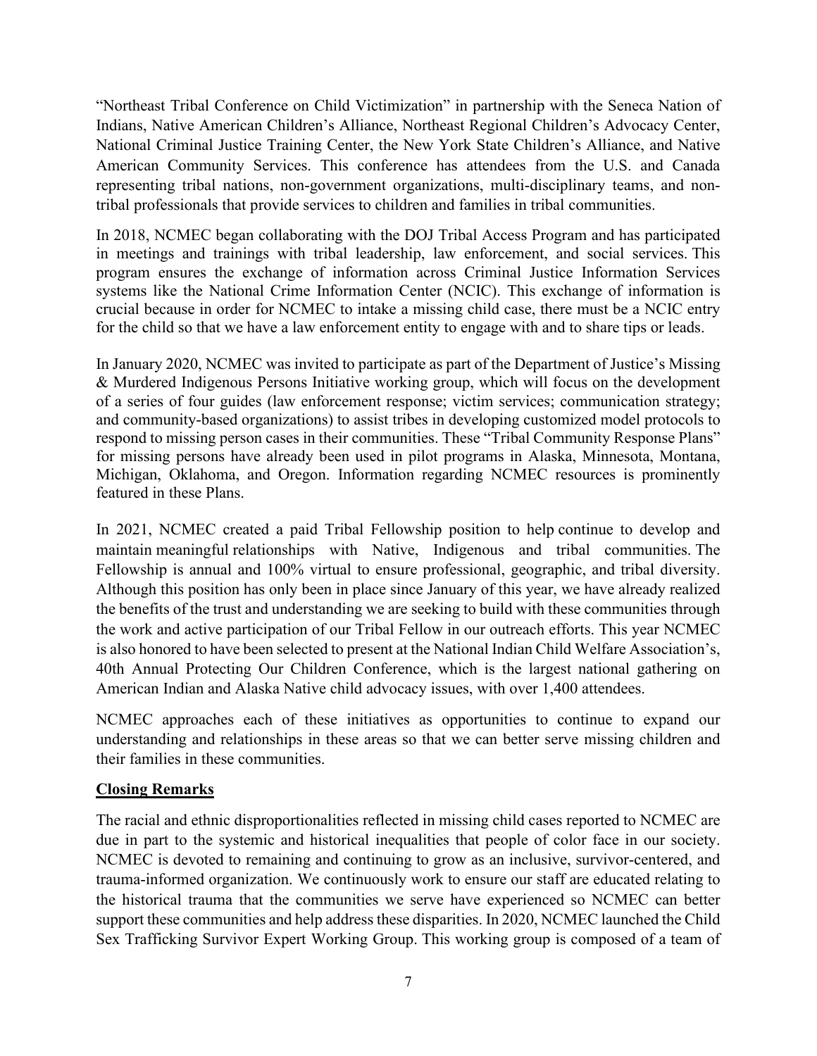"Northeast Tribal Conference on Child Victimization" in partnership with the Seneca Nation of Indians, Native American Children's Alliance, Northeast Regional Children's Advocacy Center, National Criminal Justice Training Center, the New York State Children's Alliance, and Native American Community Services. This conference has attendees from the U.S. and Canada representing tribal nations, non-government organizations, multi-disciplinary teams, and non-tribal professionals that provide services to children and families in tribal communities.

In 2018, NCMEC began collaborating with the DOJ Tribal Access Program and has participated in meetings and trainings with tribal leadership, law enforcement, and social services. This program ensures the exchange of information across Criminal Justice Information Services systems like the National Crime Information Center (NCIC). This exchange of information is crucial because in order for NCMEC to intake a missing child case, there must be a NCIC entry for the child so that we have a law enforcement entity to engage with and to share tips or leads.

In January 2020, NCMEC was invited to participate as part of the Department of Justice's Missing & Murdered Indigenous Persons Initiative working group, which will focus on the development of a series of four guides (law enforcement response; victim services; communication strategy; and community-based organizations) to assist tribes in developing customized model protocols to respond to missing person cases in their communities. These "Tribal Community Response Plans" for missing persons have already been used in pilot programs in Alaska, Minnesota, Montana, Michigan, Oklahoma, and Oregon. Information regarding NCMEC resources is prominently featured in these Plans.

In 2021, NCMEC created a paid Tribal Fellowship position to help continue to develop and maintain meaningful relationships with Native, Indigenous and tribal communities. The Fellowship is annual and 100% virtual to ensure professional, geographic, and tribal diversity. Although this position has only been in place since January of this year, we have already realized the benefits of the trust and understanding we are seeking to build with these communities through the work and active participation of our Tribal Fellow in our outreach efforts. This year NCMEC is also honored to have been selected to present at the National Indian Child Welfare Association's, 40th Annual Protecting Our Children Conference, which is the largest national gathering on American Indian and Alaska Native child advocacy issues, with over 1,400 attendees.

NCMEC approaches each of these initiatives as opportunities to continue to expand our understanding and relationships in these areas so that we can better serve missing children and their families in these communities.

## Closing Remarks

The racial and ethnic disproportionalities reflected in missing child cases reported to NCMEC are due in part to the systemic and historical inequalities that people of color face in our society. NCMEC is devoted to remaining and continuing to grow as an inclusive, survivor-centered, and trauma-informed organization. We continuously work to ensure our staff are educated relating to the historical trauma that the communities we serve have experienced so NCMEC can better support these communities and help address these disparities. In 2020, NCMEC launched the Child Sex Trafficking Survivor Expert Working Group. This working group is composed of a team of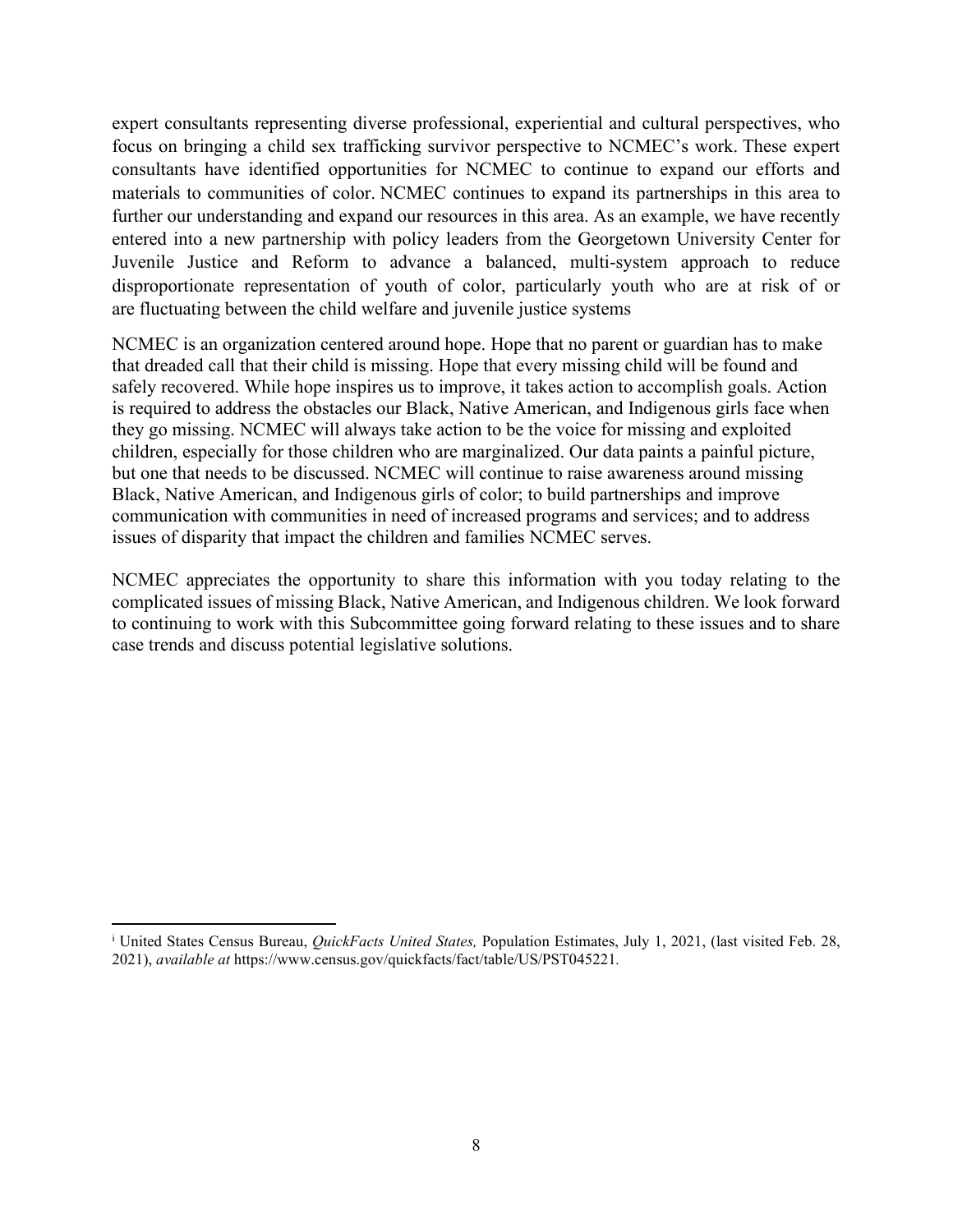expert consultants representing diverse professional, experiential and cultural perspectives, who focus on bringing a child sex trafficking survivor perspective to NCMEC's work. These expert consultants have identified opportunities for NCMEC to continue to expand our efforts and materials to communities of color. NCMEC continues to expand its partnerships in this area to further our understanding and expand our resources in this area. As an example, we have recently entered into a new partnership with policy leaders from the Georgetown University Center for Juvenile Justice and Reform to advance a balanced, multi-system approach to reduce disproportionate representation of youth of color, particularly youth who are at risk of or are fluctuating between the child welfare and juvenile justice systems

NCMEC is an organization centered around hope. Hope that no parent or guardian has to make that dreaded call that their child is missing. Hope that every missing child will be found and safely recovered. While hope inspires us to improve, it takes action to accomplish goals. Action is required to address the obstacles our Black, Native American, and Indigenous girls face when they go missing. NCMEC will always take action to be the voice for missing and exploited children, especially for those children who are marginalized. Our data paints a painful picture, but one that needs to be discussed. NCMEC will continue to raise awareness around missing Black, Native American, and Indigenous girls of color; to build partnerships and improve communication with communities in need of increased programs and services; and to address issues of disparity that impact the children and families NCMEC serves.

NCMEC appreciates the opportunity to share this information with you today relating to the complicated issues of missing Black, Native American, and Indigenous children. We look forward to continuing to work with this Subcommittee going forward relating to these issues and to share case trends and discuss potential legislative solutions.

---

[i] United States Census Bureau, *QuickFacts United States,* Population Estimates, July 1, 2021, (last visited Feb. 28, 2021), *available at* https://www.census.gov/quickfacts/fact/table/US/PST045221.